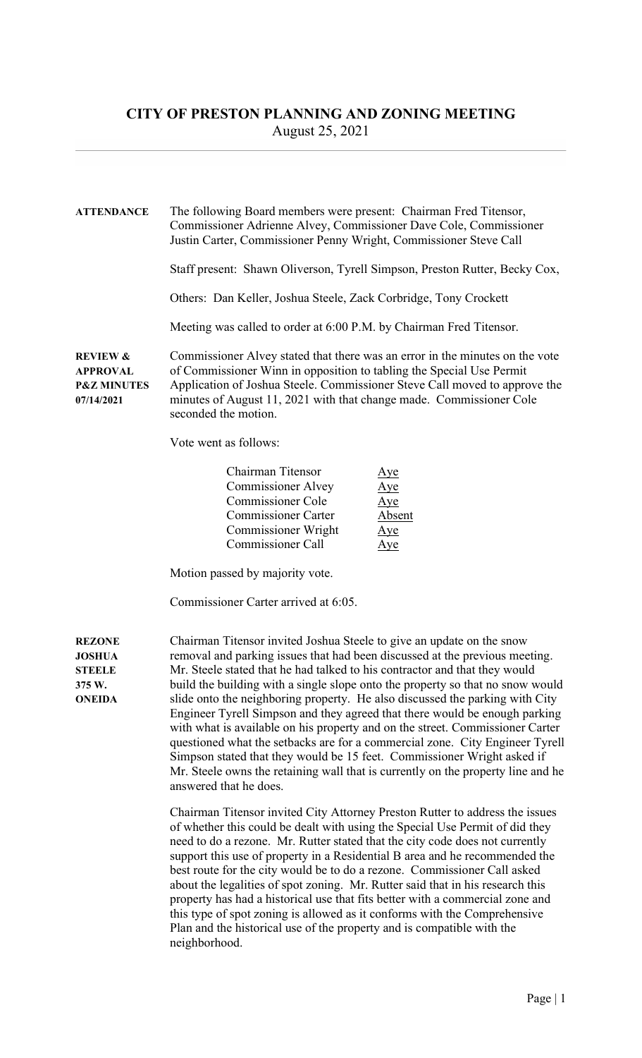# CITY OF PRESTON PLANNING AND ZONING MEETING

August 25, 2021

**ATTENDANCE**

The following Board members were present: Chairman Fred Titensor, Commissioner Adrienne Alvey, Commissioner Dave Cole, Commissioner Justin Carter, Commissioner Penny Wright, Commissioner Steve Call

Staff present: Shawn Oliverson, Tyrell Simpson, Preston Rutter, Becky Cox,

Others: Dan Keller, Joshua Steele, Zack Corbridge, Tony Crockett

Meeting was called to order at 6:00 P.M. by Chairman Fred Titensor.

**REVIEW & APPROVAL P&Z MINUTES 07/14/2021**

Commissioner Alvey stated that there was an error in the minutes on the vote of Commissioner Winn in opposition to tabling the Special Use Permit Application of Joshua Steele. Commissioner Steve Call moved to approve the minutes of August 11, 2021 with that change made. Commissioner Cole seconded the motion.

Vote went as follows:

| | |
|---|---|
| Chairman Titensor | Aye |
| Commissioner Alvey | Aye |
| Commissioner Cole | Aye |
| Commissioner Carter | Absent |
| Commissioner Wright | Aye |
| Commissioner Call | Aye |

Motion passed by majority vote.

Commissioner Carter arrived at 6:05.

**REZONE JOSHUA STEELE 375 W. ONEIDA**

Chairman Titensor invited Joshua Steele to give an update on the snow removal and parking issues that had been discussed at the previous meeting. Mr. Steele stated that he had talked to his contractor and that they would build the building with a single slope onto the property so that no snow would slide onto the neighboring property. He also discussed the parking with City Engineer Tyrell Simpson and they agreed that there would be enough parking with what is available on his property and on the street. Commissioner Carter questioned what the setbacks are for a commercial zone. City Engineer Tyrell Simpson stated that they would be 15 feet. Commissioner Wright asked if Mr. Steele owns the retaining wall that is currently on the property line and he answered that he does.

Chairman Titensor invited City Attorney Preston Rutter to address the issues of whether this could be dealt with using the Special Use Permit of did they need to do a rezone. Mr. Rutter stated that the city code does not currently support this use of property in a Residential B area and he recommended the best route for the city would be to do a rezone. Commissioner Call asked about the legalities of spot zoning. Mr. Rutter said that in his research this property has had a historical use that fits better with a commercial zone and this type of spot zoning is allowed as it conforms with the Comprehensive Plan and the historical use of the property and is compatible with the neighborhood.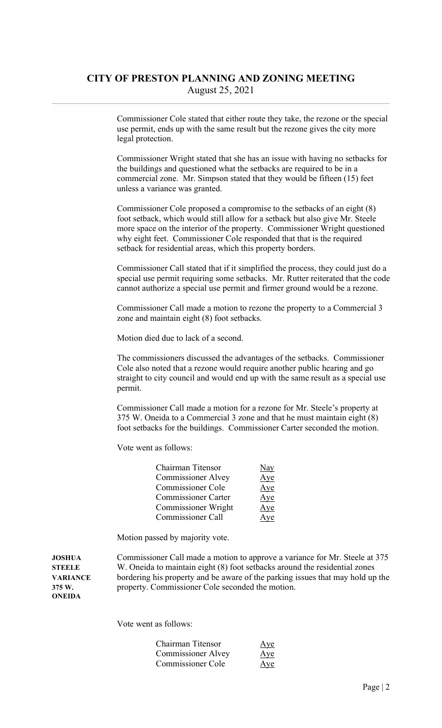Commissioner Cole stated that either route they take, the rezone or the special use permit, ends up with the same result but the rezone gives the city more legal protection.

Commissioner Wright stated that she has an issue with having no setbacks for the buildings and questioned what the setbacks are required to be in a commercial zone. Mr. Simpson stated that they would be fifteen (15) feet unless a variance was granted.

Commissioner Cole proposed a compromise to the setbacks of an eight (8) foot setback, which would still allow for a setback but also give Mr. Steele more space on the interior of the property. Commissioner Wright questioned why eight feet. Commissioner Cole responded that that is the required setback for residential areas, which this property borders.

Commissioner Call stated that if it simplified the process, they could just do a special use permit requiring some setbacks. Mr. Rutter reiterated that the code cannot authorize a special use permit and firmer ground would be a rezone.

Commissioner Call made a motion to rezone the property to a Commercial 3 zone and maintain eight (8) foot setbacks.

Motion died due to lack of a second.

The commissioners discussed the advantages of the setbacks. Commissioner Cole also noted that a rezone would require another public hearing and go straight to city council and would end up with the same result as a special use permit.

Commissioner Call made a motion for a rezone for Mr. Steele's property at 375 W. Oneida to a Commercial 3 zone and that he must maintain eight (8) foot setbacks for the buildings. Commissioner Carter seconded the motion.

Vote went as follows:

| | |
|---|---|
| Chairman Titensor | Nay |
| Commissioner Alvey | Aye |
| Commissioner Cole | Aye |
| Commissioner Carter | Aye |
| Commissioner Wright | Aye |
| Commissioner Call | Aye |

Motion passed by majority vote.

**JOSHUA STEELE VARIANCE 375 W. ONEIDA**

Commissioner Call made a motion to approve a variance for Mr. Steele at 375 W. Oneida to maintain eight (8) foot setbacks around the residential zones bordering his property and be aware of the parking issues that may hold up the property. Commissioner Cole seconded the motion.

Vote went as follows:

| | |
|---|---|
| Chairman Titensor | Aye |
| Commissioner Alvey | Aye |
| Commissioner Cole | Aye |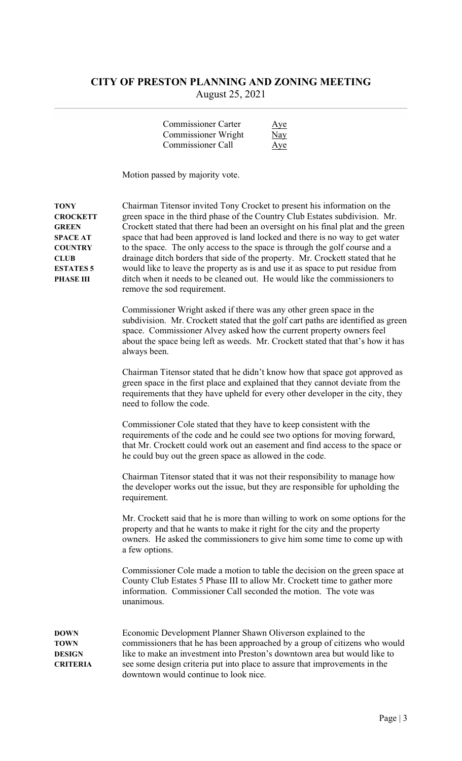# CITY OF PRESTON PLANNING AND ZONING MEETING

August 25, 2021

| | |
|---|---|
| Commissioner Carter | Aye |
| Commissioner Wright | Nay |
| Commissioner Call | Aye |

Motion passed by majority vote.

**TONY CROCKETT GREEN SPACE AT COUNTRY CLUB ESTATES 5 PHASE III**

Chairman Titensor invited Tony Crocket to present his information on the green space in the third phase of the Country Club Estates subdivision. Mr. Crockett stated that there had been an oversight on his final plat and the green space that had been approved is land locked and there is no way to get water to the space. The only access to the space is through the golf course and a drainage ditch borders that side of the property. Mr. Crockett stated that he would like to leave the property as is and use it as space to put residue from ditch when it needs to be cleaned out. He would like the commissioners to remove the sod requirement.

Commissioner Wright asked if there was any other green space in the subdivision. Mr. Crockett stated that the golf cart paths are identified as green space. Commissioner Alvey asked how the current property owners feel about the space being left as weeds. Mr. Crockett stated that that's how it has always been.

Chairman Titensor stated that he didn't know how that space got approved as green space in the first place and explained that they cannot deviate from the requirements that they have upheld for every other developer in the city, they need to follow the code.

Commissioner Cole stated that they have to keep consistent with the requirements of the code and he could see two options for moving forward, that Mr. Crockett could work out an easement and find access to the space or he could buy out the green space as allowed in the code.

Chairman Titensor stated that it was not their responsibility to manage how the developer works out the issue, but they are responsible for upholding the requirement.

Mr. Crockett said that he is more than willing to work on some options for the property and that he wants to make it right for the city and the property owners. He asked the commissioners to give him some time to come up with a few options.

Commissioner Cole made a motion to table the decision on the green space at County Club Estates 5 Phase III to allow Mr. Crockett time to gather more information. Commissioner Call seconded the motion. The vote was unanimous.

**DOWN TOWN DESIGN CRITERIA**

Economic Development Planner Shawn Oliverson explained to the commissioners that he has been approached by a group of citizens who would like to make an investment into Preston's downtown area but would like to see some design criteria put into place to assure that improvements in the downtown would continue to look nice.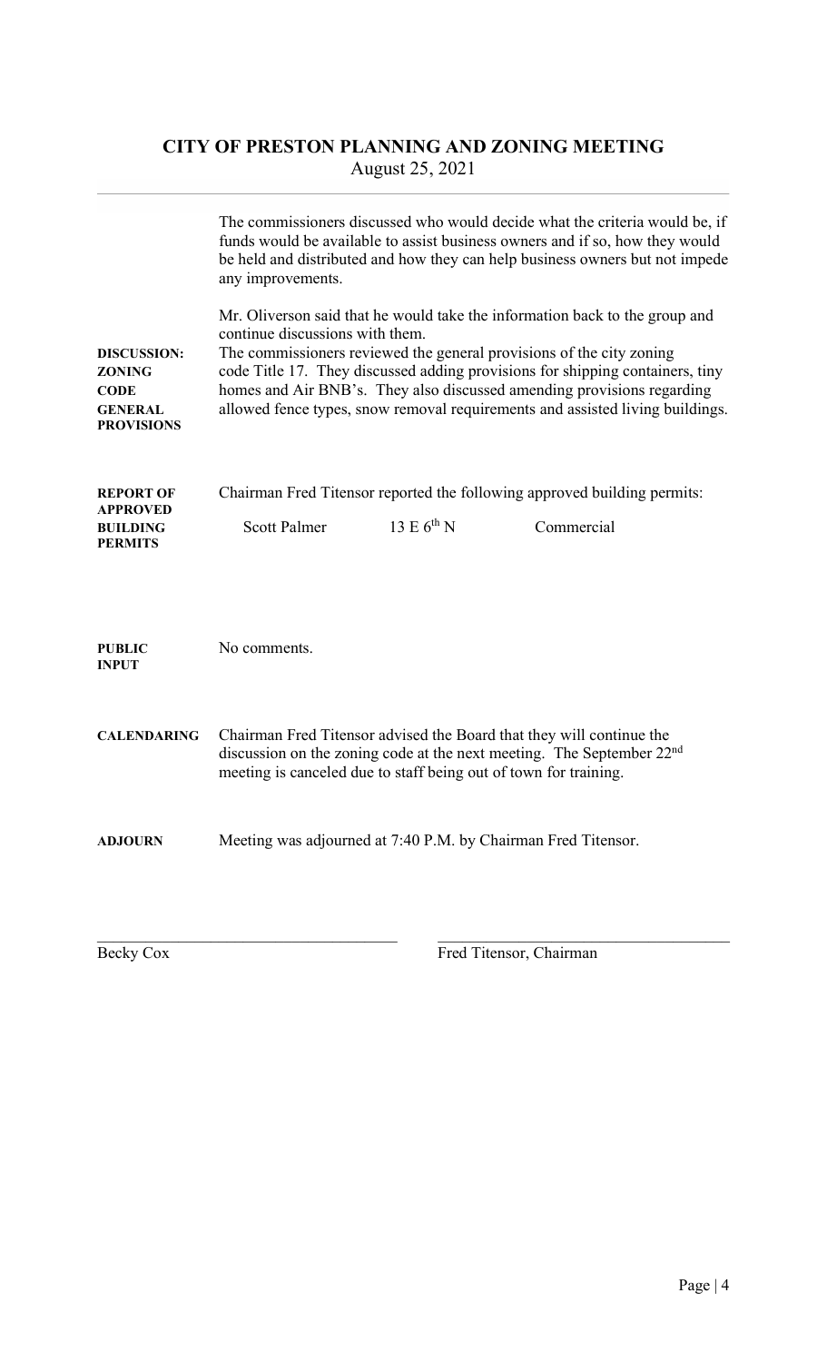# CITY OF PRESTON PLANNING AND ZONING MEETING

August 25, 2021

The commissioners discussed who would decide what the criteria would be, if funds would be available to assist business owners and if so, how they would be held and distributed and how they can help business owners but not impede any improvements.

Mr. Oliverson said that he would take the information back to the group and continue discussions with them.

**DISCUSSION: ZONING CODE GENERAL PROVISIONS**

The commissioners reviewed the general provisions of the city zoning code Title 17. They discussed adding provisions for shipping containers, tiny homes and Air BNB's. They also discussed amending provisions regarding allowed fence types, snow removal requirements and assisted living buildings.

**REPORT OF APPROVED BUILDING PERMITS**

Chairman Fred Titensor reported the following approved building permits:

| | | |
|---|---|---|
| Scott Palmer | 13 E 6th N | Commercial |

**PUBLIC INPUT**

No comments.

**CALENDARING**

Chairman Fred Titensor advised the Board that they will continue the discussion on the zoning code at the next meeting. The September 22nd meeting is canceled due to staff being out of town for training.

**ADJOURN**

Meeting was adjourned at 7:40 P.M. by Chairman Fred Titensor.

\_\_\_\_\_\_\_\_\_\_\_\_\_\_\_\_\_\_\_\_\_\_\_\_\_\_\_\_\_\_\_\_\_\_\_\_\_\_ \_\_\_\_\_\_\_\_\_\_\_\_\_\_\_\_\_\_\_\_\_\_\_\_\_\_\_\_\_\_\_\_\_\_\_\_\_\_

Becky Cox Fred Titensor, Chairman